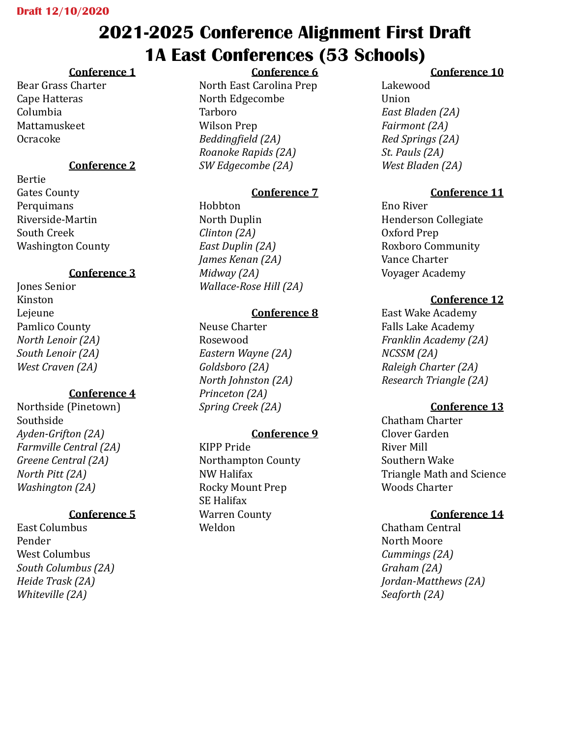**Draft 12/10/2020**

# 2021-2025 Conference Alignment First Draft
# 1A East Conferences (53 Schools)

**Conference 1**

Bear Grass Charter
Cape Hatteras
Columbia
Mattamuskeet
Ocracoke

**Conference 2**

Bertie
Gates County
Perquimans
Riverside-Martin
South Creek
Washington County

**Conference 3**

Jones Senior
Kinston
Lejeune
Pamlico County
*North Lenoir (2A)*
*South Lenoir (2A)*
*West Craven (2A)*

**Conference 4**

Northside (Pinetown)
Southside
*Ayden-Grifton (2A)*
*Farmville Central (2A)*
*Greene Central (2A)*
*North Pitt (2A)*
*Washington (2A)*

**Conference 5**

East Columbus
Pender
West Columbus
*South Columbus (2A)*
*Heide Trask (2A)*
*Whiteville (2A)*

**Conference 6**

North East Carolina Prep
North Edgecombe
Tarboro
Wilson Prep
*Beddingfield (2A)*
*Roanoke Rapids (2A)*
*SW Edgecombe (2A)*

**Conference 7**

Hobbton
North Duplin
*Clinton (2A)*
*East Duplin (2A)*
*James Kenan (2A)*
*Midway (2A)*
*Wallace-Rose Hill (2A)*

**Conference 8**

Neuse Charter
Rosewood
*Eastern Wayne (2A)*
*Goldsboro (2A)*
*North Johnston (2A)*
*Princeton (2A)*
*Spring Creek (2A)*

**Conference 9**

KIPP Pride
Northampton County
NW Halifax
Rocky Mount Prep
SE Halifax
Warren County
Weldon

**Conference 10**

Lakewood
Union
*East Bladen (2A)*
*Fairmont (2A)*
*Red Springs (2A)*
*St. Pauls (2A)*
*West Bladen (2A)*

**Conference 11**

Eno River
Henderson Collegiate
Oxford Prep
Roxboro Community
Vance Charter
Voyager Academy

**Conference 12**

East Wake Academy
Falls Lake Academy
*Franklin Academy (2A)*
*NCSSM (2A)*
*Raleigh Charter (2A)*
*Research Triangle (2A)*

**Conference 13**

Chatham Charter
Clover Garden
River Mill
Southern Wake
Triangle Math and Science
Woods Charter

**Conference 14**

Chatham Central
North Moore
*Cummings (2A)*
*Graham (2A)*
*Jordan-Matthews (2A)*
*Seaforth (2A)*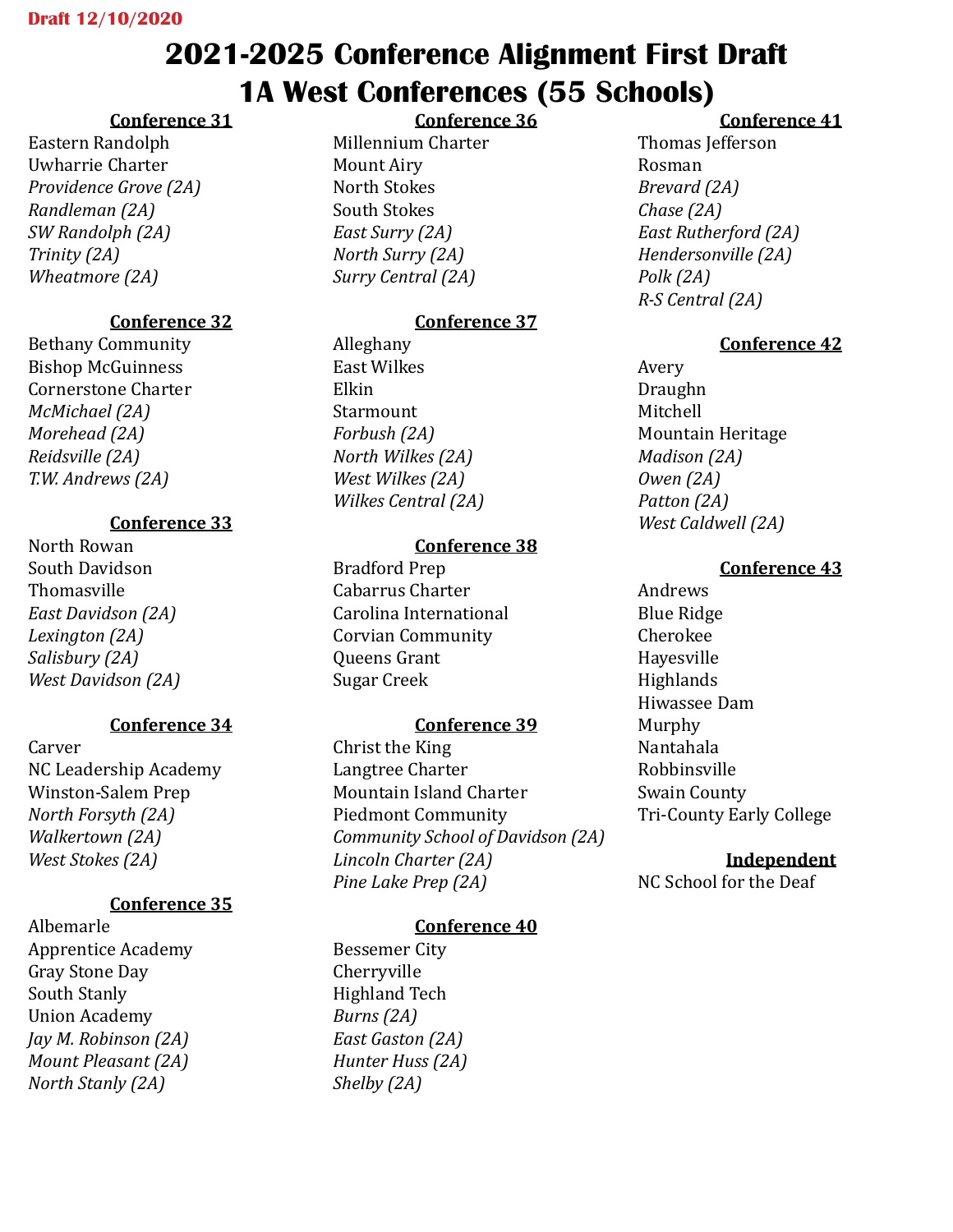Draft 12/10/2020

# 2021-2025 Conference Alignment First Draft
# 1A West Conferences (55 Schools)

**Conference 31**

Eastern Randolph
Uwharrie Charter
*Providence Grove (2A)*
*Randleman (2A)*
*SW Randolph (2A)*
*Trinity (2A)*
*Wheatmore (2A)*

**Conference 32**

Bethany Community
Bishop McGuinness
Cornerstone Charter
*McMichael (2A)*
*Morehead (2A)*
*Reidsville (2A)*
*T.W. Andrews (2A)*

**Conference 33**

North Rowan
South Davidson
Thomasville
*East Davidson (2A)*
*Lexington (2A)*
*Salisbury (2A)*
*West Davidson (2A)*

**Conference 34**

Carver
NC Leadership Academy
Winston-Salem Prep
*North Forsyth (2A)*
*Walkertown (2A)*
*West Stokes (2A)*

**Conference 35**

Albemarle
Apprentice Academy
Gray Stone Day
South Stanly
Union Academy
*Jay M. Robinson (2A)*
*Mount Pleasant (2A)*
*North Stanly (2A)*

**Conference 36**

Millennium Charter
Mount Airy
North Stokes
South Stokes
*East Surry (2A)*
*North Surry (2A)*
*Surry Central (2A)*

**Conference 37**

Alleghany
East Wilkes
Elkin
Starmount
*Forbush (2A)*
*North Wilkes (2A)*
*West Wilkes (2A)*
*Wilkes Central (2A)*

**Conference 38**

Bradford Prep
Cabarrus Charter
Carolina International
Corvian Community
Queens Grant
Sugar Creek

**Conference 39**

Christ the King
Langtree Charter
Mountain Island Charter
Piedmont Community
*Community School of Davidson (2A)*
*Lincoln Charter (2A)*
*Pine Lake Prep (2A)*

**Conference 40**

Bessemer City
Cherryville
Highland Tech
*Burns (2A)*
*East Gaston (2A)*
*Hunter Huss (2A)*
*Shelby (2A)*

**Conference 41**

Thomas Jefferson
Rosman
*Brevard (2A)*
*Chase (2A)*
*East Rutherford (2A)*
*Hendersonville (2A)*
*Polk (2A)*
*R-S Central (2A)*

**Conference 42**

Avery
Draughn
Mitchell
Mountain Heritage
*Madison (2A)*
*Owen (2A)*
*Patton (2A)*
*West Caldwell (2A)*

**Conference 43**

Andrews
Blue Ridge
Cherokee
Hayesville
Highlands
Hiwassee Dam
Murphy
Nantahala
Robbinsville
Swain County
Tri-County Early College

**Independent**

NC School for the Deaf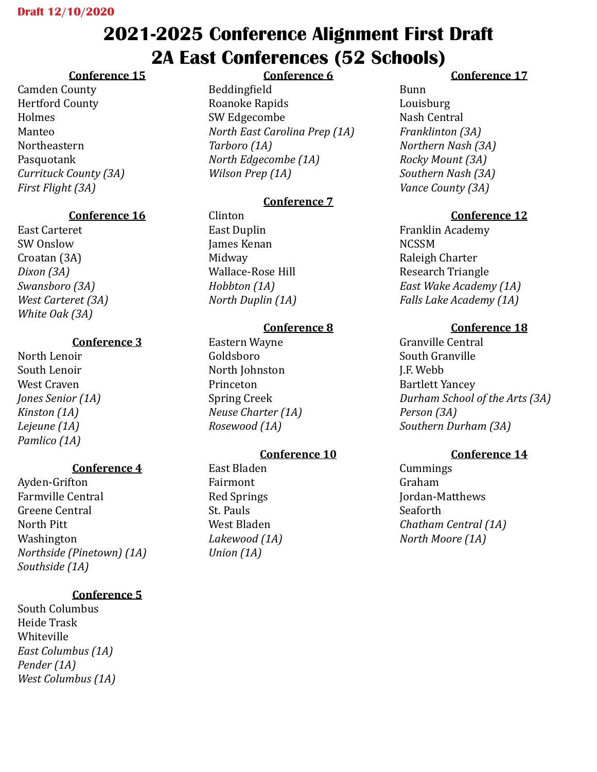**Draft 12/10/2020**

# 2021-2025 Conference Alignment First Draft
# 2A East Conferences (52 Schools)

**Conference 15**

Camden County
Hertford County
Holmes
Manteo
Northeastern
Pasquotank
*Currituck County (3A)*
*First Flight (3A)*

**Conference 16**

East Carteret
SW Onslow
Croatan (3A)
*Dixon (3A)*
*Swansboro (3A)*
*West Carteret (3A)*
*White Oak (3A)*

**Conference 3**

North Lenoir
South Lenoir
West Craven
*Jones Senior (1A)*
*Kinston (1A)*
*Lejeune (1A)*
*Pamlico (1A)*

**Conference 4**

Ayden-Grifton
Farmville Central
Greene Central
North Pitt
Washington
*Northside (Pinetown) (1A)*
*Southside (1A)*

**Conference 5**

South Columbus
Heide Trask
Whiteville
*East Columbus (1A)*
*Pender (1A)*
*West Columbus (1A)*

**Conference 6**

Beddingfield
Roanoke Rapids
SW Edgecombe
*North East Carolina Prep (1A)*
*Tarboro (1A)*
*North Edgecombe (1A)*
*Wilson Prep (1A)*

**Conference 7**

Clinton
East Duplin
James Kenan
Midway
Wallace-Rose Hill
*Hobbton (1A)*
*North Duplin (1A)*

**Conference 8**

Eastern Wayne
Goldsboro
North Johnston
Princeton
Spring Creek
*Neuse Charter (1A)*
*Rosewood (1A)*

**Conference 10**

East Bladen
Fairmont
Red Springs
St. Pauls
West Bladen
*Lakewood (1A)*
*Union (1A)*

**Conference 17**

Bunn
Louisburg
Nash Central
*Franklinton (3A)*
*Northern Nash (3A)*
*Rocky Mount (3A)*
*Southern Nash (3A)*
*Vance County (3A)*

**Conference 12**

Franklin Academy
NCSSM
Raleigh Charter
Research Triangle
*East Wake Academy (1A)*
*Falls Lake Academy (1A)*

**Conference 18**

Granville Central
South Granville
J.F. Webb
Bartlett Yancey
*Durham School of the Arts (3A)*
*Person (3A)*
*Southern Durham (3A)*

**Conference 14**

Cummings
Graham
Jordan-Matthews
Seaforth
*Chatham Central (1A)*
*North Moore (1A)*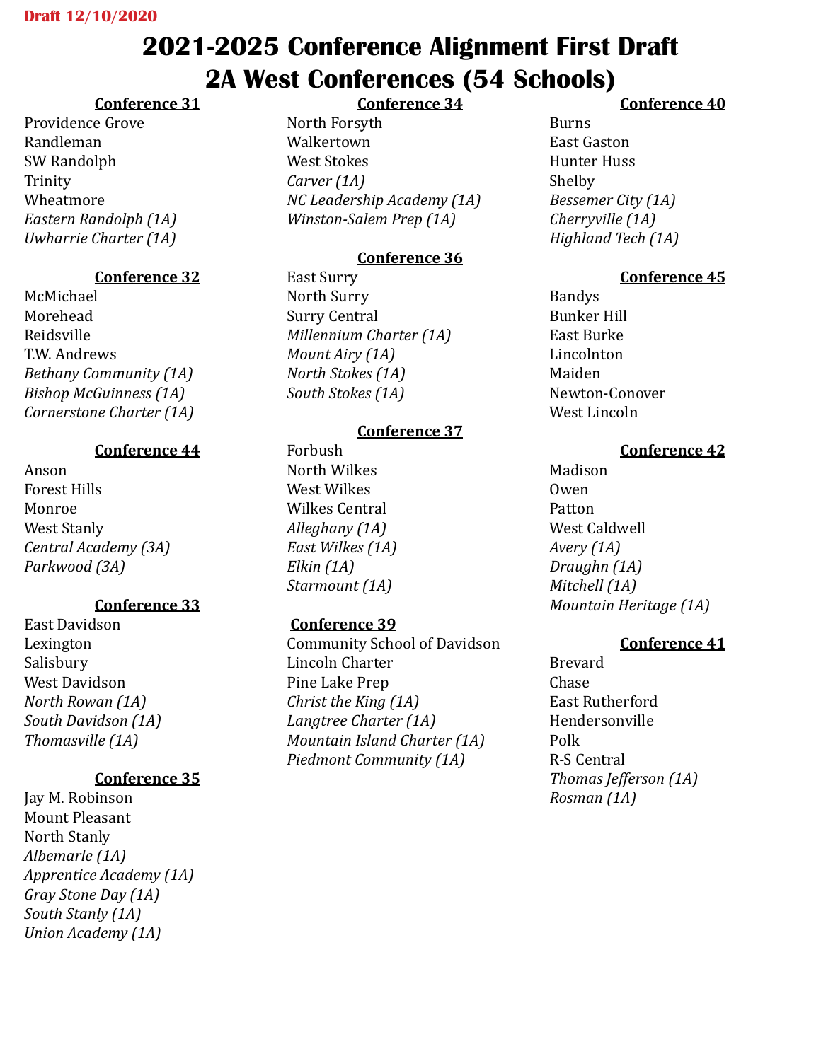Draft 12/10/2020

# 2021-2025 Conference Alignment First Draft
# 2A West Conferences (54 Schools)

**Conference 31**

Providence Grove
Randleman
SW Randolph
Trinity
Wheatmore
*Eastern Randolph (1A)*
*Uwharrie Charter (1A)*

**Conference 32**

McMichael
Morehead
Reidsville
T.W. Andrews
*Bethany Community (1A)*
*Bishop McGuinness (1A)*
*Cornerstone Charter (1A)*

**Conference 44**

Anson
Forest Hills
Monroe
West Stanly
*Central Academy (3A)*
*Parkwood (3A)*

**Conference 33**

East Davidson
Lexington
Salisbury
West Davidson
*North Rowan (1A)*
*South Davidson (1A)*
*Thomasville (1A)*

**Conference 35**

Jay M. Robinson
Mount Pleasant
North Stanly
*Albemarle (1A)*
*Apprentice Academy (1A)*
*Gray Stone Day (1A)*
*South Stanly (1A)*
*Union Academy (1A)*

**Conference 34**

North Forsyth
Walkertown
West Stokes
*Carver (1A)*
*NC Leadership Academy (1A)*
*Winston-Salem Prep (1A)*

**Conference 36**

East Surry
North Surry
Surry Central
*Millennium Charter (1A)*
*Mount Airy (1A)*
*North Stokes (1A)*
*South Stokes (1A)*

**Conference 37**

Forbush
North Wilkes
West Wilkes
Wilkes Central
*Alleghany (1A)*
*East Wilkes (1A)*
*Elkin (1A)*
*Starmount (1A)*

**Conference 39**

Community School of Davidson
Lincoln Charter
Pine Lake Prep
*Christ the King (1A)*
*Langtree Charter (1A)*
*Mountain Island Charter (1A)*
*Piedmont Community (1A)*

**Conference 40**

Burns
East Gaston
Hunter Huss
Shelby
*Bessemer City (1A)*
*Cherryville (1A)*
*Highland Tech (1A)*

**Conference 45**

Bandys
Bunker Hill
East Burke
Lincolnton
Maiden
Newton-Conover
West Lincoln

**Conference 42**

Madison
Owen
Patton
West Caldwell
*Avery (1A)*
*Draughn (1A)*
*Mitchell (1A)*
*Mountain Heritage (1A)*

**Conference 41**

Brevard
Chase
East Rutherford
Hendersonville
Polk
R-S Central
*Thomas Jefferson (1A)*
*Rosman (1A)*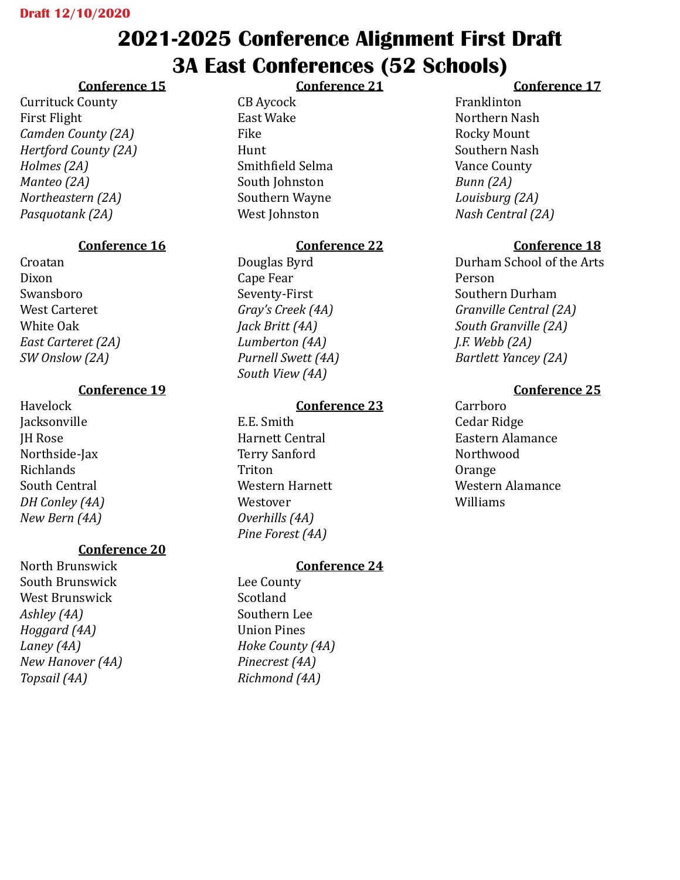Draft 12/10/2020

# 2021-2025 Conference Alignment First Draft
# 3A East Conferences (52 Schools)

**Conference 15**

Currituck County
First Flight
*Camden County (2A)*
*Hertford County (2A)*
*Holmes (2A)*
*Manteo (2A)*
*Northeastern (2A)*
*Pasquotank (2A)*

**Conference 16**

Croatan
Dixon
Swansboro
West Carteret
White Oak
*East Carteret (2A)*
*SW Onslow (2A)*

**Conference 19**

Havelock
Jacksonville
JH Rose
Northside-Jax
Richlands
South Central
*DH Conley (4A)*
*New Bern (4A)*

**Conference 20**

North Brunswick
South Brunswick
West Brunswick
*Ashley (4A)*
*Hoggard (4A)*
*Laney (4A)*
*New Hanover (4A)*
*Topsail (4A)*

**Conference 21**

CB Aycock
East Wake
Fike
Hunt
Smithfield Selma
South Johnston
Southern Wayne
West Johnston

**Conference 22**

Douglas Byrd
Cape Fear
Seventy-First
*Gray's Creek (4A)*
*Jack Britt (4A)*
*Lumberton (4A)*
*Purnell Swett (4A)*
*South View (4A)*

**Conference 23**

E.E. Smith
Harnett Central
Terry Sanford
Triton
Western Harnett
Westover
*Overhills (4A)*
*Pine Forest (4A)*

**Conference 24**

Lee County
Scotland
Southern Lee
Union Pines
*Hoke County (4A)*
*Pinecrest (4A)*
*Richmond (4A)*

**Conference 17**

Franklinton
Northern Nash
Rocky Mount
Southern Nash
Vance County
*Bunn (2A)*
*Louisburg (2A)*
*Nash Central (2A)*

**Conference 18**

Durham School of the Arts
Person
Southern Durham
*Granville Central (2A)*
*South Granville (2A)*
*J.F. Webb (2A)*
*Bartlett Yancey (2A)*

**Conference 25**

Carrboro
Cedar Ridge
Eastern Alamance
Northwood
Orange
Western Alamance
Williams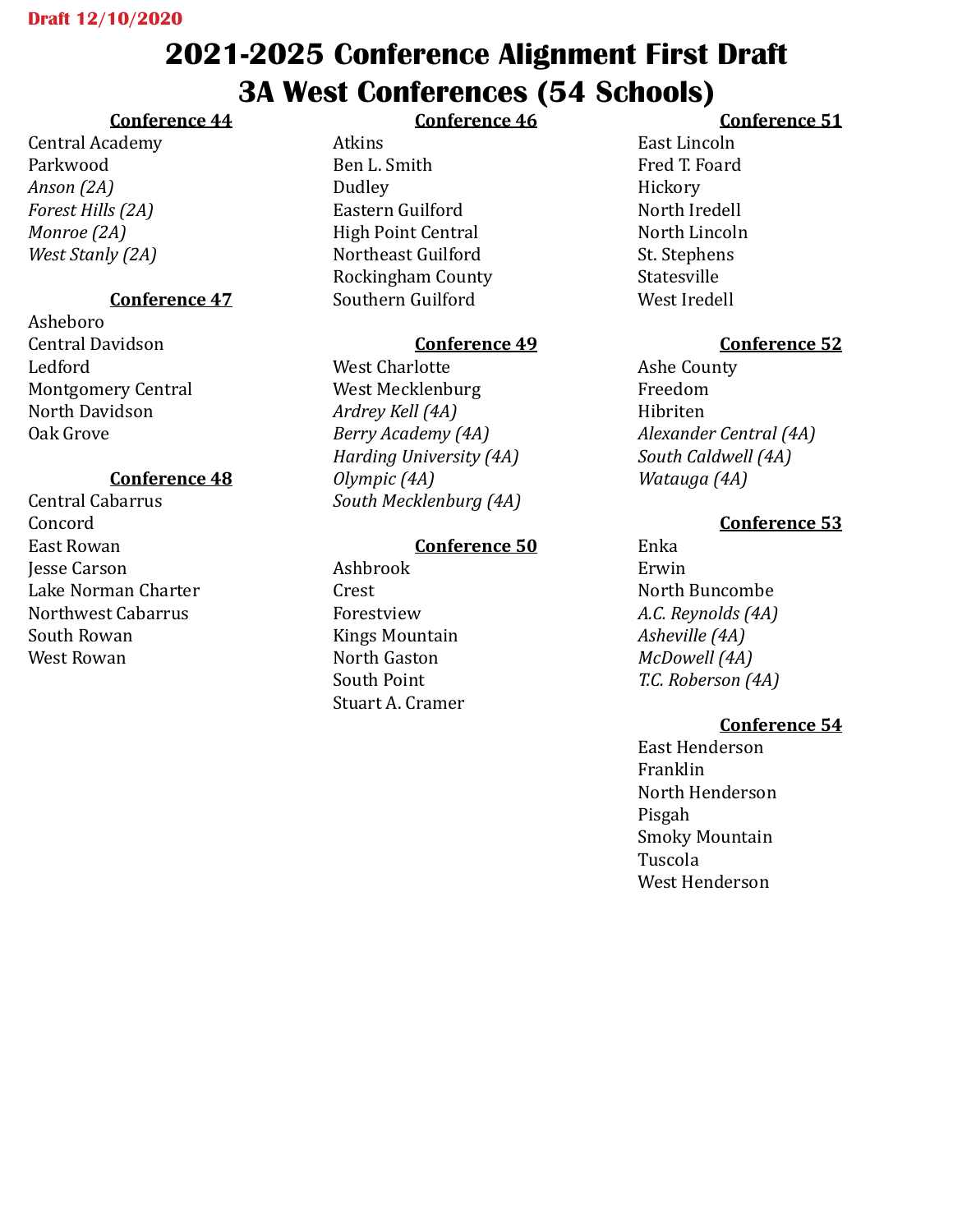**Draft 12/10/2020**

# 2021-2025 Conference Alignment First Draft
# 3A West Conferences (54 Schools)

**Conference 44**

Central Academy
Parkwood
*Anson (2A)*
*Forest Hills (2A)*
*Monroe (2A)*
*West Stanly (2A)*

**Conference 47**

Asheboro
Central Davidson
Ledford
Montgomery Central
North Davidson
Oak Grove

**Conference 48**

Central Cabarrus
Concord
East Rowan
Jesse Carson
Lake Norman Charter
Northwest Cabarrus
South Rowan
West Rowan

**Conference 46**

Atkins
Ben L. Smith
Dudley
Eastern Guilford
High Point Central
Northeast Guilford
Rockingham County
Southern Guilford

**Conference 49**

West Charlotte
West Mecklenburg
*Ardrey Kell (4A)*
*Berry Academy (4A)*
*Harding University (4A)*
*Olympic (4A)*
*South Mecklenburg (4A)*

**Conference 50**

Ashbrook
Crest
Forestview
Kings Mountain
North Gaston
South Point
Stuart A. Cramer

**Conference 51**

East Lincoln
Fred T. Foard
Hickory
North Iredell
North Lincoln
St. Stephens
Statesville
West Iredell

**Conference 52**

Ashe County
Freedom
Hibriten
*Alexander Central (4A)*
*South Caldwell (4A)*
*Watauga (4A)*

**Conference 53**

Enka
Erwin
North Buncombe
*A.C. Reynolds (4A)*
*Asheville (4A)*
*McDowell (4A)*
*T.C. Roberson (4A)*

**Conference 54**

East Henderson
Franklin
North Henderson
Pisgah
Smoky Mountain
Tuscola
West Henderson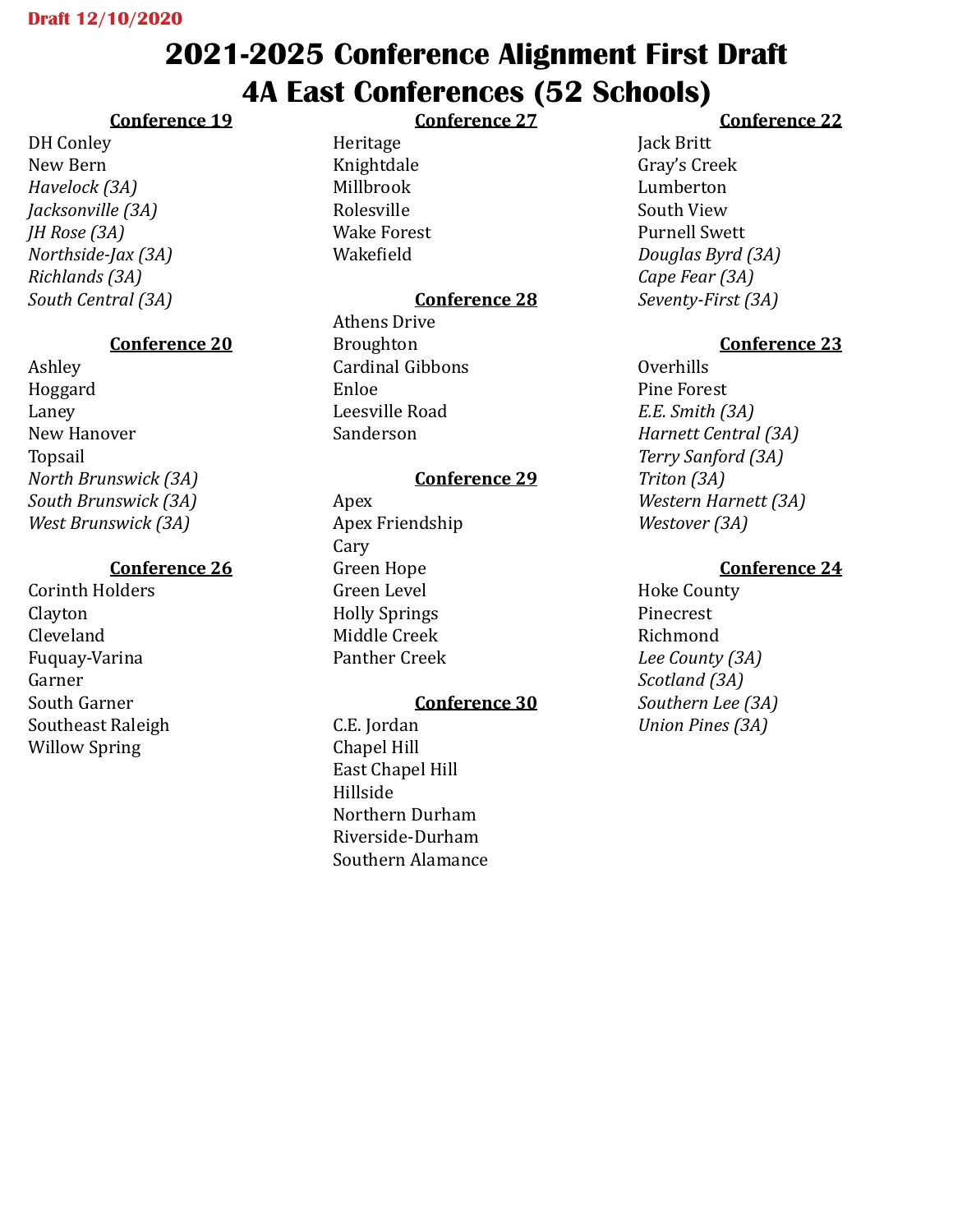Draft 12/10/2020

# 2021-2025 Conference Alignment First Draft

# 4A East Conferences (52 Schools)

**Conference 19**

DH Conley
New Bern
*Havelock (3A)*
*Jacksonville (3A)*
*JH Rose (3A)*
*Northside-Jax (3A)*
*Richlands (3A)*
*South Central (3A)*

**Conference 20**

Ashley
Hoggard
Laney
New Hanover
Topsail
*North Brunswick (3A)*
*South Brunswick (3A)*
*West Brunswick (3A)*

**Conference 26**

Corinth Holders
Clayton
Cleveland
Fuquay-Varina
Garner
South Garner
Southeast Raleigh
Willow Spring

**Conference 27**

Heritage
Knightdale
Millbrook
Rolesville
Wake Forest
Wakefield

**Conference 28**

Athens Drive
Broughton
Cardinal Gibbons
Enloe
Leesville Road
Sanderson

**Conference 29**

Apex
Apex Friendship
Cary
Green Hope
Green Level
Holly Springs
Middle Creek
Panther Creek

**Conference 30**

C.E. Jordan
Chapel Hill
East Chapel Hill
Hillside
Northern Durham
Riverside-Durham
Southern Alamance

**Conference 22**

Jack Britt
Gray's Creek
Lumberton
South View
Purnell Swett
*Douglas Byrd (3A)*
*Cape Fear (3A)*
*Seventy-First (3A)*

**Conference 23**

Overhills
Pine Forest
*E.E. Smith (3A)*
*Harnett Central (3A)*
*Terry Sanford (3A)*
*Triton (3A)*
*Western Harnett (3A)*
*Westover (3A)*

**Conference 24**

Hoke County
Pinecrest
Richmond
*Lee County (3A)*
*Scotland (3A)*
*Southern Lee (3A)*
*Union Pines (3A)*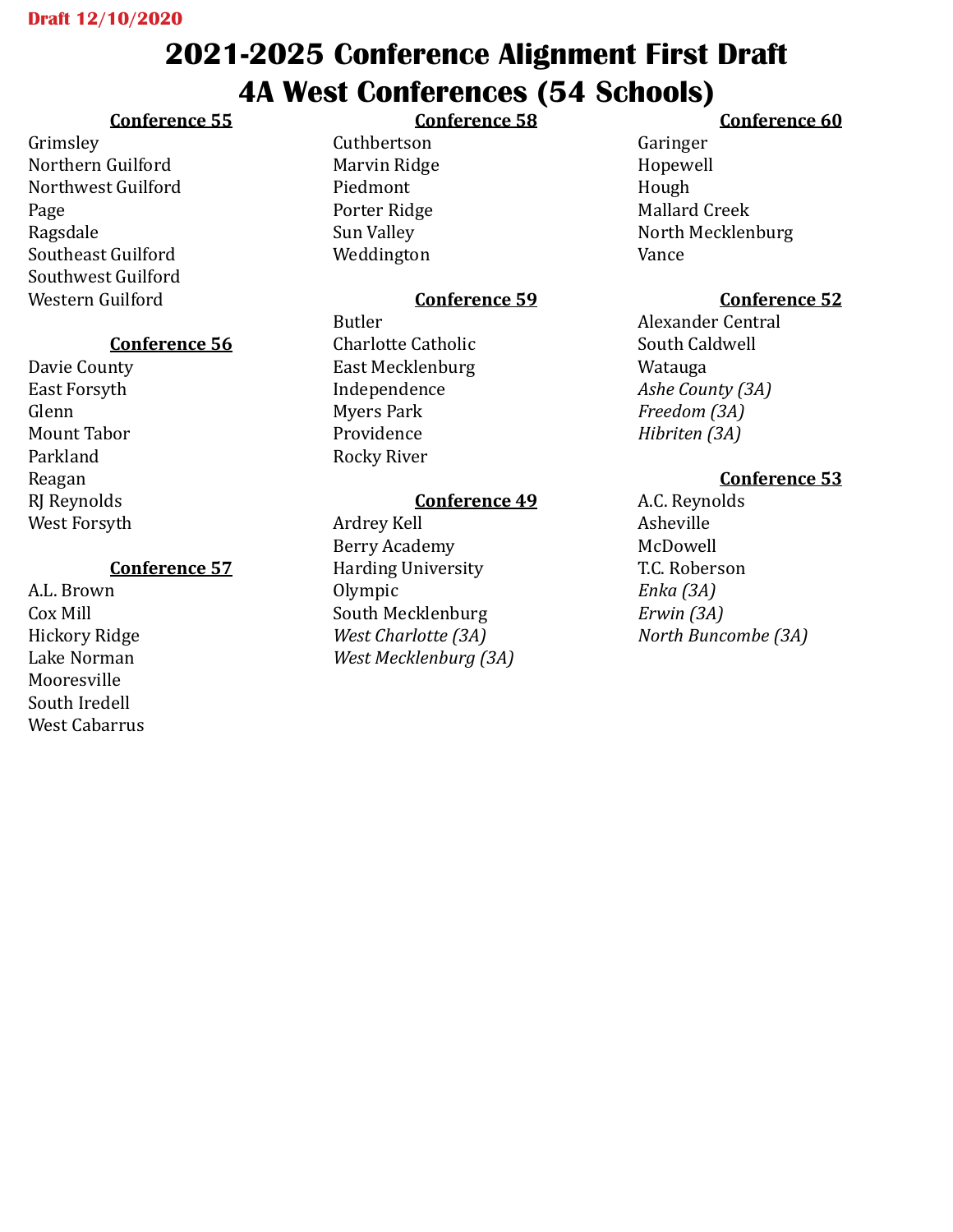Draft 12/10/2020

# 2021-2025 Conference Alignment First Draft

# 4A West Conferences (54 Schools)

**Conference 55**

Grimsley
Northern Guilford
Northwest Guilford
Page
Ragsdale
Southeast Guilford
Southwest Guilford
Western Guilford

**Conference 56**

Davie County
East Forsyth
Glenn
Mount Tabor
Parkland
Reagan
RJ Reynolds
West Forsyth

**Conference 57**

A.L. Brown
Cox Mill
Hickory Ridge
Lake Norman
Mooresville
South Iredell
West Cabarrus

**Conference 58**

Cuthbertson
Marvin Ridge
Piedmont
Porter Ridge
Sun Valley
Weddington

**Conference 59**

Butler
Charlotte Catholic
East Mecklenburg
Independence
Myers Park
Providence
Rocky River

**Conference 49**

Ardrey Kell
Berry Academy
Harding University
Olympic
South Mecklenburg
*West Charlotte (3A)*
*West Mecklenburg (3A)*

**Conference 60**

Garinger
Hopewell
Hough
Mallard Creek
North Mecklenburg
Vance

**Conference 52**

Alexander Central
South Caldwell
Watauga
*Ashe County (3A)*
*Freedom (3A)*
*Hibriten (3A)*

**Conference 53**

A.C. Reynolds
Asheville
McDowell
T.C. Roberson
*Enka (3A)*
*Erwin (3A)*
*North Buncombe (3A)*